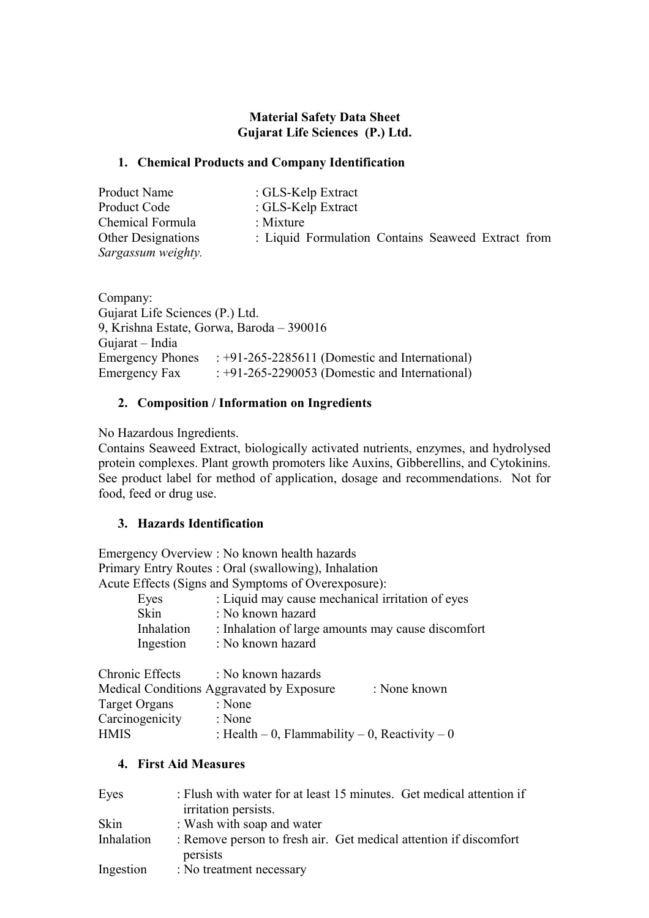**Material Safety Data Sheet**
**Gujarat Life Sciences (P.) Ltd.**

## 1. Chemical Products and Company Identification

| | |
|---|---|
| Product Name | : GLS-Kelp Extract |
| Product Code | : GLS-Kelp Extract |
| Chemical Formula | : Mixture |
| Other Designations | : Liquid Formulation Contains Seaweed Extract from *Sargassum weighty.* |

Company:
Gujarat Life Sciences (P.) Ltd.
9, Krishna Estate, Gorwa, Baroda – 390016
Gujarat – India
Emergency Phones : +91-265-2285611 (Domestic and International)
Emergency Fax : +91-265-2290053 (Domestic and International)

## 2. Composition / Information on Ingredients

No Hazardous Ingredients.
Contains Seaweed Extract, biologically activated nutrients, enzymes, and hydrolysed protein complexes. Plant growth promoters like Auxins, Gibberellins, and Cytokinins. See product label for method of application, dosage and recommendations. Not for food, feed or drug use.

## 3. Hazards Identification

Emergency Overview : No known health hazards
Primary Entry Routes : Oral (swallowing), Inhalation
Acute Effects (Signs and Symptoms of Overexposure):

| | |
|---|---|
| Eyes | : Liquid may cause mechanical irritation of eyes |
| Skin | : No known hazard |
| Inhalation | : Inhalation of large amounts may cause discomfort |
| Ingestion | : No known hazard |

| | |
|---|---|
| Chronic Effects | : No known hazards |
| Medical Conditions Aggravated by Exposure | : None known |
| Target Organs | : None |
| Carcinogenicity | : None |
| HMIS | : Health – 0, Flammability – 0, Reactivity – 0 |

## 4. First Aid Measures

| | |
|---|---|
| Eyes | : Flush with water for at least 15 minutes. Get medical attention if irritation persists. |
| Skin | : Wash with soap and water |
| Inhalation | : Remove person to fresh air. Get medical attention if discomfort persists |
| Ingestion | : No treatment necessary |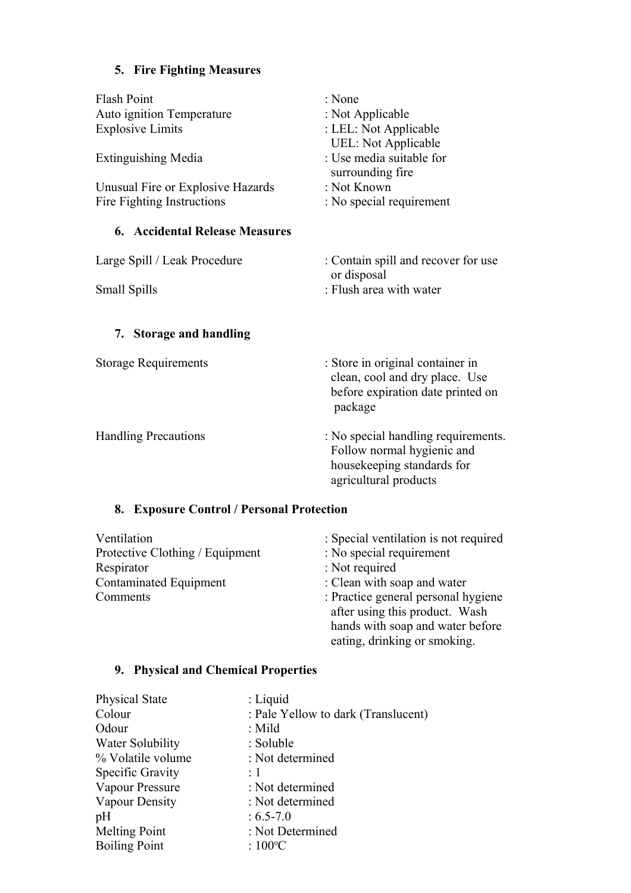## 5. Fire Fighting Measures

| | |
|---|---|
| Flash Point | : None |
| Auto ignition Temperature | : Not Applicable |
| Explosive Limits | : LEL: Not Applicable<br>UEL: Not Applicable |
| Extinguishing Media | : Use media suitable for surrounding fire |
| Unusual Fire or Explosive Hazards | : Not Known |
| Fire Fighting Instructions | : No special requirement |

## 6. Accidental Release Measures

| | |
|---|---|
| Large Spill / Leak Procedure | : Contain spill and recover for use or disposal |
| Small Spills | : Flush area with water |

## 7. Storage and handling

| | |
|---|---|
| Storage Requirements | : Store in original container in clean, cool and dry place. Use before expiration date printed on package |
| Handling Precautions | : No special handling requirements. Follow normal hygienic and housekeeping standards for agricultural products |

## 8. Exposure Control / Personal Protection

| | |
|---|---|
| Ventilation | : Special ventilation is not required |
| Protective Clothing / Equipment | : No special requirement |
| Respirator | : Not required |
| Contaminated Equipment | : Clean with soap and water |
| Comments | : Practice general personal hygiene after using this product. Wash hands with soap and water before eating, drinking or smoking. |

## 9. Physical and Chemical Properties

| | |
|---|---|
| Physical State | : Liquid |
| Colour | : Pale Yellow to dark (Translucent) |
| Odour | : Mild |
| Water Solubility | : Soluble |
| % Volatile volume | : Not determined |
| Specific Gravity | : 1 |
| Vapour Pressure | : Not determined |
| Vapour Density | : Not determined |
| pH | : 6.5-7.0 |
| Melting Point | : Not Determined |
| Boiling Point | : 100°C |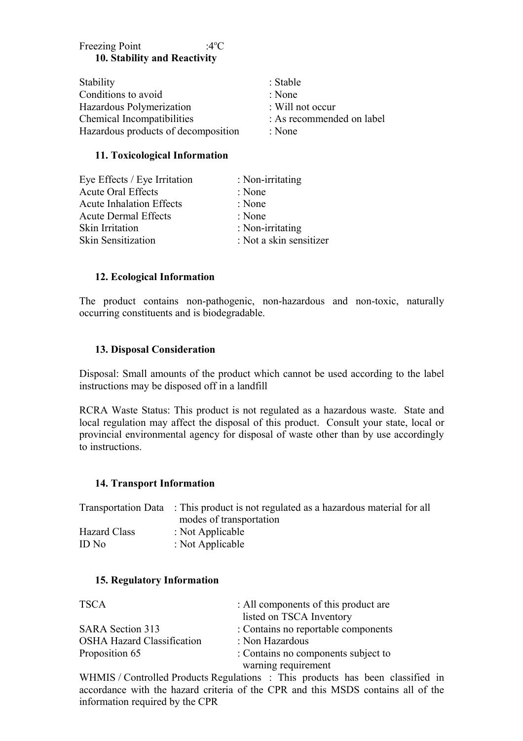Freezing Point : $4^{o}C$

## 10. Stability and Reactivity

Stability : Stable
Conditions to avoid : None
Hazardous Polymerization : Will not occur
Chemical Incompatibilities : As recommended on label
Hazardous products of decomposition : None

## 11. Toxicological Information

Eye Effects / Eye Irritation : Non-irritating
Acute Oral Effects : None
Acute Inhalation Effects : None
Acute Dermal Effects : None
Skin Irritation : Non-irritating
Skin Sensitization : Not a skin sensitizer

## 12. Ecological Information

The product contains non-pathogenic, non-hazardous and non-toxic, naturally occurring constituents and is biodegradable.

## 13. Disposal Consideration

Disposal: Small amounts of the product which cannot be used according to the label instructions may be disposed off in a landfill

RCRA Waste Status: This product is not regulated as a hazardous waste. State and local regulation may affect the disposal of this product. Consult your state, local or provincial environmental agency for disposal of waste other than by use accordingly to instructions.

## 14. Transport Information

Transportation Data : This product is not regulated as a hazardous material for all modes of transportation
Hazard Class : Not Applicable
ID No : Not Applicable

## 15. Regulatory Information

TSCA : All components of this product are listed on TSCA Inventory
SARA Section 313 : Contains no reportable components
OSHA Hazard Classification : Non Hazardous
Proposition 65 : Contains no components subject to warning requirement

WHMIS / Controlled Products Regulations : This products has been classified in accordance with the hazard criteria of the CPR and this MSDS contains all of the information required by the CPR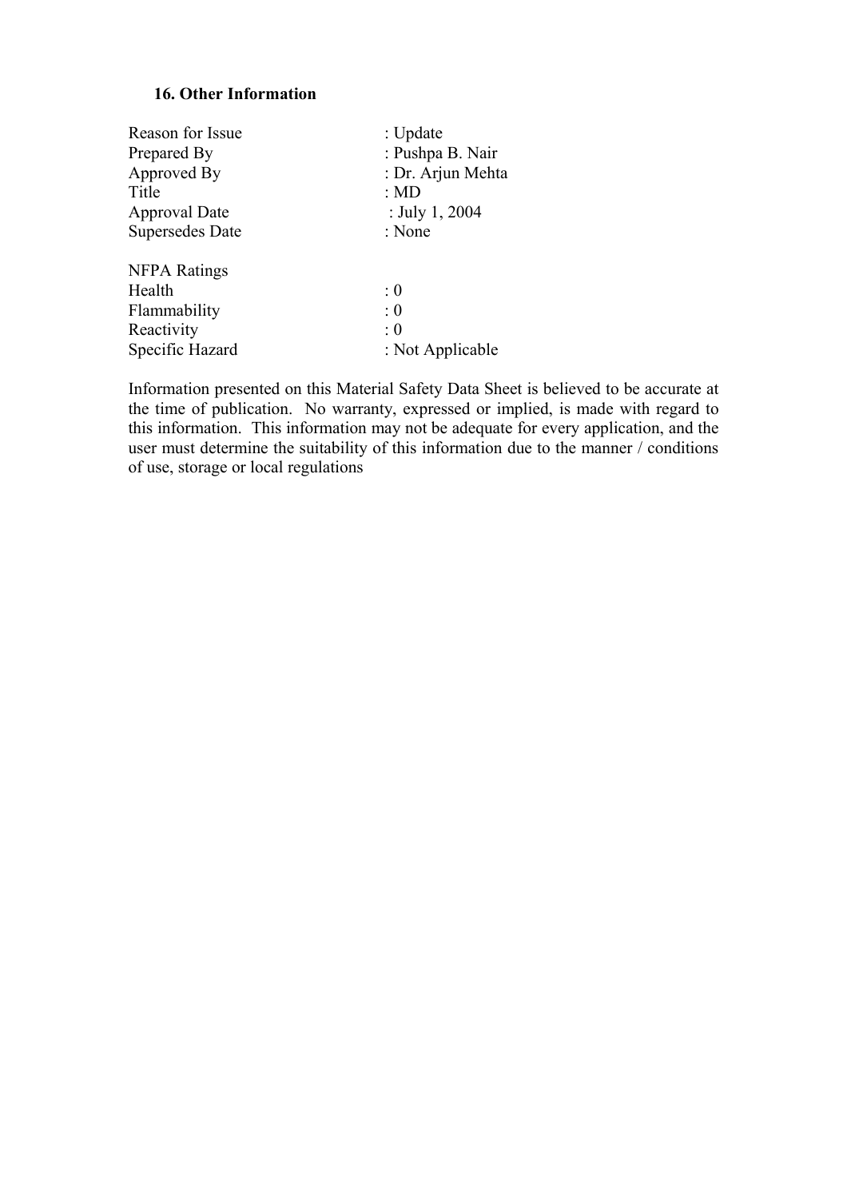## 16. Other Information

| | |
|---|---|
| Reason for Issue | : Update |
| Prepared By | : Pushpa B. Nair |
| Approved By | : Dr. Arjun Mehta |
| Title | : MD |
| Approval Date | : July 1, 2004 |
| Supersedes Date | : None |

| | |
|---|---|
| NFPA Ratings | |
| Health | : 0 |
| Flammability | : 0 |
| Reactivity | : 0 |
| Specific Hazard | : Not Applicable |

Information presented on this Material Safety Data Sheet is believed to be accurate at the time of publication. No warranty, expressed or implied, is made with regard to this information. This information may not be adequate for every application, and the user must determine the suitability of this information due to the manner / conditions of use, storage or local regulations